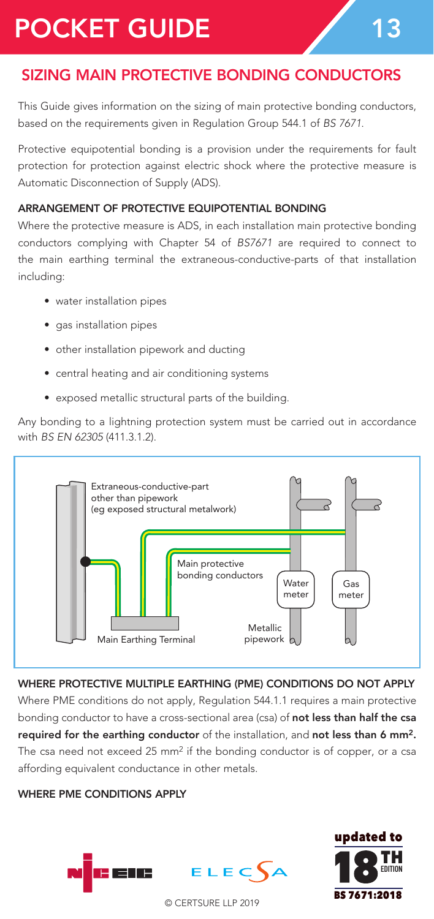# POCKET GUIDE 13

## SIZING MAIN PROTECTIVE BONDING CONDUCTORS

This Guide gives information on the sizing of main protective bonding conductors, based on the requirements given in Regulation Group 544.1 of *BS 7671*.

Protective equipotential bonding is a provision under the requirements for fault protection for protection against electric shock where the protective measure is Automatic Disconnection of Supply (ADS).

### ARRANGEMENT OF PROTECTIVE EQUIPOTENTIAL BONDING

Where the protective measure is ADS, in each installation main protective bonding conductors complying with Chapter 54 of *BS7671* are required to connect to the main earthing terminal the extraneous-conductive-parts of that installation including:

- water installation pipes
- gas installation pipes
- other installation pipework and ducting
- central heating and air conditioning systems
- exposed metallic structural parts of the building.

Any bonding to a lightning protection system must be carried out in accordance with *BS EN 62305* (411.3.1.2).

Extraneous-conductive-part other than pipework (eg exposed structural metalwork)

Main protective bonding conductors

Water meter

Gas meter

Metallic pipework

Main Earthing Terminal

### WHERE PROTECTIVE MULTIPLE EARTHING (PME) CONDITIONS DO NOT APPLY

Where PME conditions do not apply, Regulation 544.1.1 requires a main protective bonding conductor to have a cross-sectional area (csa) of **not less than half the csa required for the earthing conductor** of the installation, and **not less than 6 mm$^2$.** The csa need not exceed 25 mm$^2$ if the bonding conductor is of copper, or a csa affording equivalent conductance in other metals.

### WHERE PME CONDITIONS APPLY

updated to 18TH EDITION BS 7671:2018

© CERTSURE LLP 2019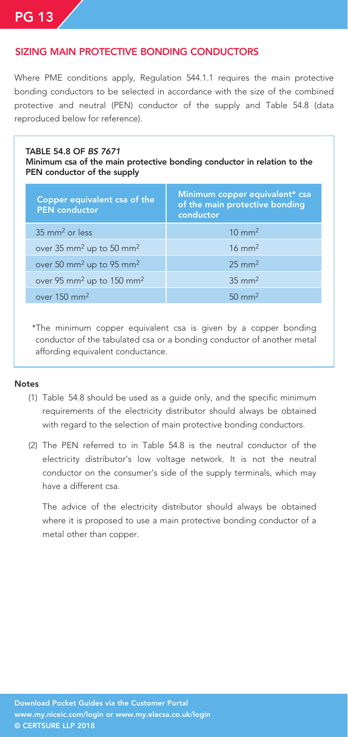## SIZING MAIN PROTECTIVE BONDING CONDUCTORS

Where PME conditions apply, Regulation 544.1.1 requires the main protective bonding conductors to be selected in accordance with the size of the combined protective and neutral (PEN) conductor of the supply and Table 54.8 (data reproduced below for reference).

**TABLE 54.8 OF *BS 7671***
**Minimum csa of the main protective bonding conductor in relation to the PEN conductor of the supply**

| Copper equivalent csa of the PEN conductor | Minimum copper equivalent* csa of the main protective bonding conductor |
|---|---|
| 35 $mm^2$ or less | 10 $mm^2$ |
| over 35 $mm^2$ up to 50 $mm^2$ | 16 $mm^2$ |
| over 50 $mm^2$ up to 95 $mm^2$ | 25 $mm^2$ |
| over 95 $mm^2$ up to 150 $mm^2$ | 35 $mm^2$ |
| over 150 $mm^2$ | 50 $mm^2$ |

*The minimum copper equivalent csa is given by a copper bonding conductor of the tabulated csa or a bonding conductor of another metal affording equivalent conductance.

**Notes**

(1) Table 54.8 should be used as a guide only, and the specific minimum requirements of the electricity distributor should always be obtained with regard to the selection of main protective bonding conductors.

(2) The PEN referred to in Table 54.8 is the neutral conductor of the electricity distributor's low voltage network. It is not the neutral conductor on the consumer's side of the supply terminals, which may have a different csa.

The advice of the electricity distributor should always be obtained where it is proposed to use a main protective bonding conductor of a metal other than copper.